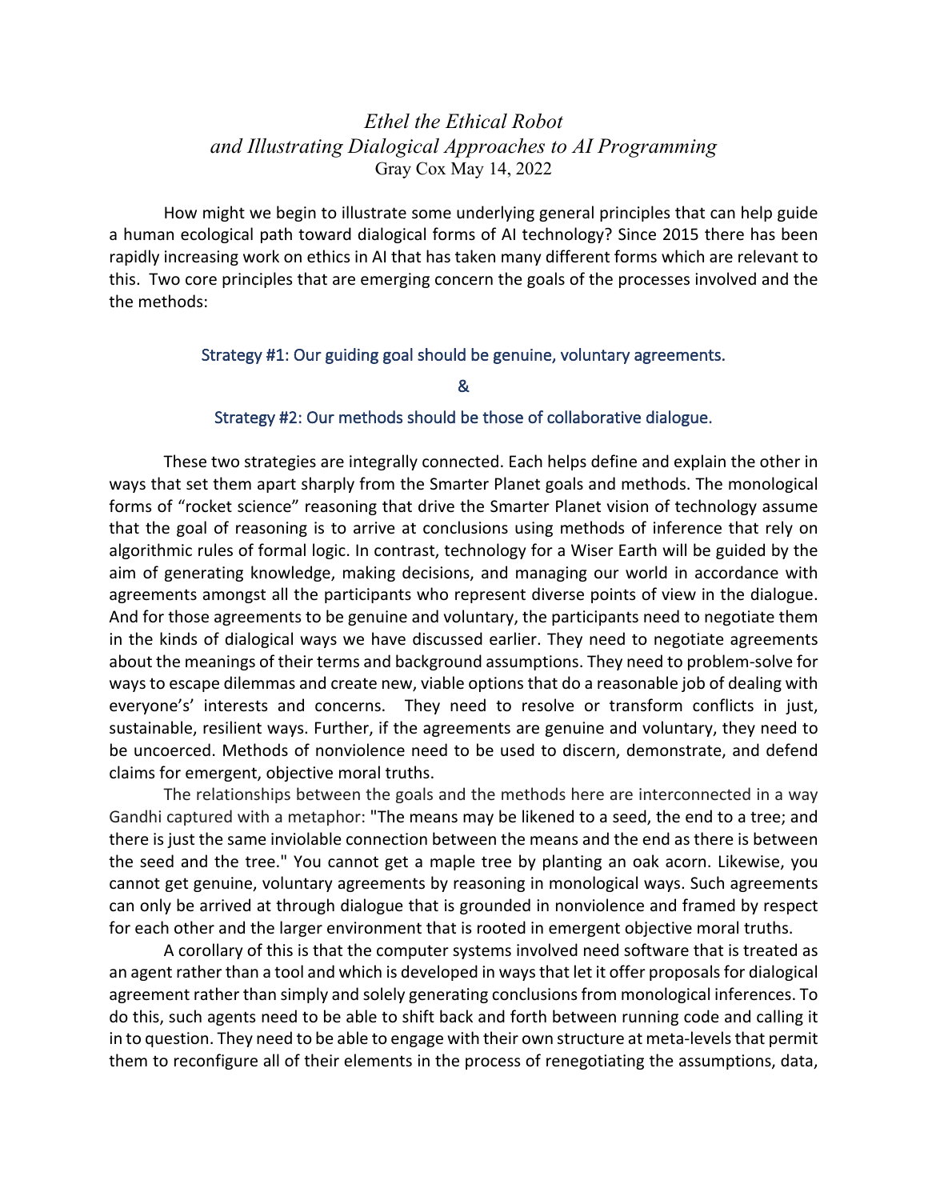# *Ethel the Ethical Robot*
# *and Illustrating Dialogical Approaches to AI Programming*

Gray Cox May 14, 2022

How might we begin to illustrate some underlying general principles that can help guide a human ecological path toward dialogical forms of AI technology? Since 2015 there has been rapidly increasing work on ethics in AI that has taken many different forms which are relevant to this. Two core principles that are emerging concern the goals of the processes involved and the the methods:

**Strategy #1: Our guiding goal should be genuine, voluntary agreements.**

**&**

**Strategy #2: Our methods should be those of collaborative dialogue.**

These two strategies are integrally connected. Each helps define and explain the other in ways that set them apart sharply from the Smarter Planet goals and methods. The monological forms of "rocket science" reasoning that drive the Smarter Planet vision of technology assume that the goal of reasoning is to arrive at conclusions using methods of inference that rely on algorithmic rules of formal logic. In contrast, technology for a Wiser Earth will be guided by the aim of generating knowledge, making decisions, and managing our world in accordance with agreements amongst all the participants who represent diverse points of view in the dialogue. And for those agreements to be genuine and voluntary, the participants need to negotiate them in the kinds of dialogical ways we have discussed earlier. They need to negotiate agreements about the meanings of their terms and background assumptions. They need to problem-solve for ways to escape dilemmas and create new, viable options that do a reasonable job of dealing with everyone's' interests and concerns. They need to resolve or transform conflicts in just, sustainable, resilient ways. Further, if the agreements are genuine and voluntary, they need to be uncoerced. Methods of nonviolence need to be used to discern, demonstrate, and defend claims for emergent, objective moral truths.

The relationships between the goals and the methods here are interconnected in a way Gandhi captured with a metaphor: "The means may be likened to a seed, the end to a tree; and there is just the same inviolable connection between the means and the end as there is between the seed and the tree." You cannot get a maple tree by planting an oak acorn. Likewise, you cannot get genuine, voluntary agreements by reasoning in monological ways. Such agreements can only be arrived at through dialogue that is grounded in nonviolence and framed by respect for each other and the larger environment that is rooted in emergent objective moral truths.

A corollary of this is that the computer systems involved need software that is treated as an agent rather than a tool and which is developed in ways that let it offer proposals for dialogical agreement rather than simply and solely generating conclusions from monological inferences. To do this, such agents need to be able to shift back and forth between running code and calling it in to question. They need to be able to engage with their own structure at meta-levels that permit them to reconfigure all of their elements in the process of renegotiating the assumptions, data,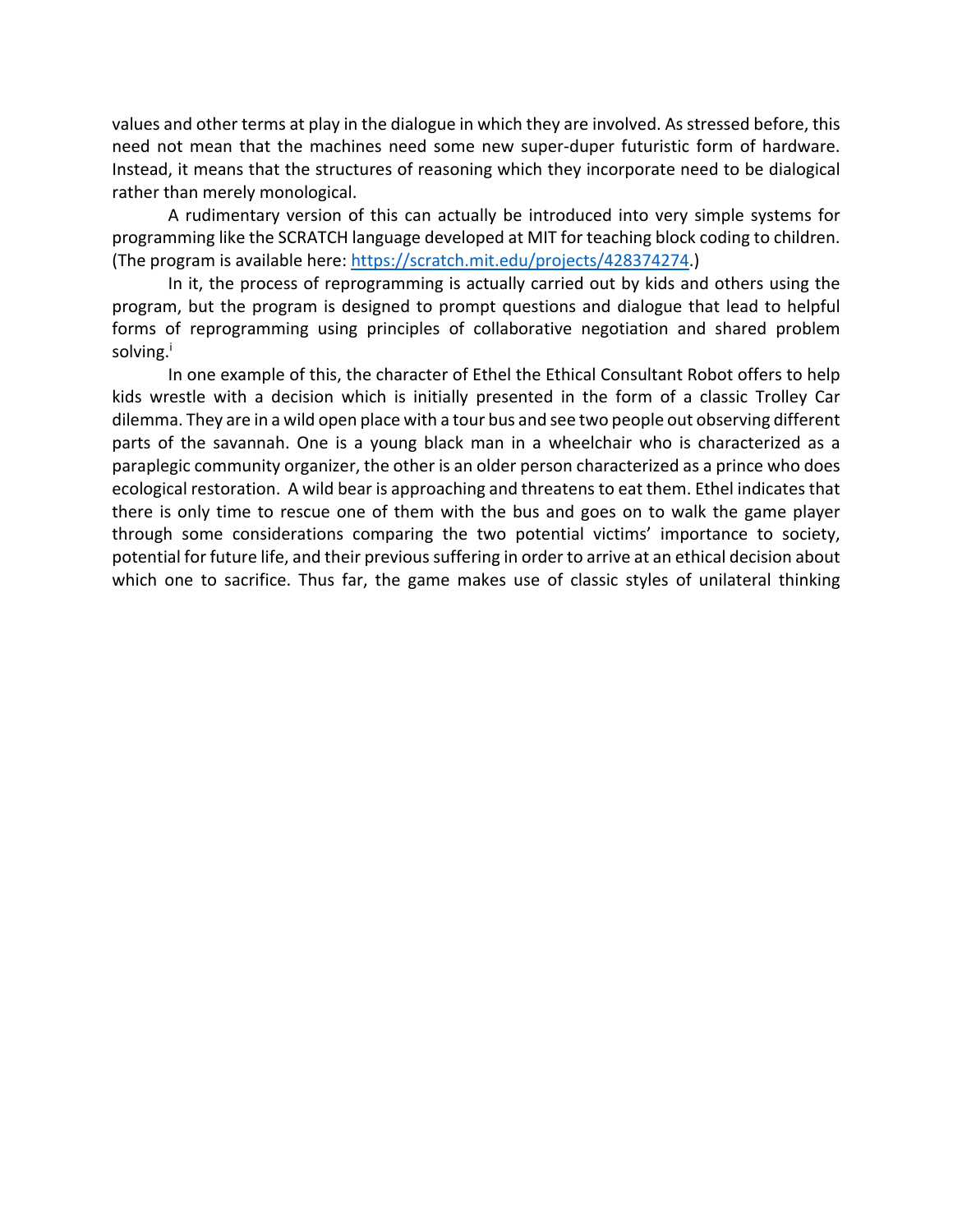values and other terms at play in the dialogue in which they are involved. As stressed before, this need not mean that the machines need some new super-duper futuristic form of hardware. Instead, it means that the structures of reasoning which they incorporate need to be dialogical rather than merely monological.

A rudimentary version of this can actually be introduced into very simple systems for programming like the SCRATCH language developed at MIT for teaching block coding to children. (The program is available here: [https://scratch.mit.edu/projects/428374274](https://scratch.mit.edu/projects/428374274).)

In it, the process of reprogramming is actually carried out by kids and others using the program, but the program is designed to prompt questions and dialogue that lead to helpful forms of reprogramming using principles of collaborative negotiation and shared problem solving.[i]

In one example of this, the character of Ethel the Ethical Consultant Robot offers to help kids wrestle with a decision which is initially presented in the form of a classic Trolley Car dilemma. They are in a wild open place with a tour bus and see two people out observing different parts of the savannah. One is a young black man in a wheelchair who is characterized as a paraplegic community organizer, the other is an older person characterized as a prince who does ecological restoration. A wild bear is approaching and threatens to eat them. Ethel indicates that there is only time to rescue one of them with the bus and goes on to walk the game player through some considerations comparing the two potential victims' importance to society, potential for future life, and their previous suffering in order to arrive at an ethical decision about which one to sacrifice. Thus far, the game makes use of classic styles of unilateral thinking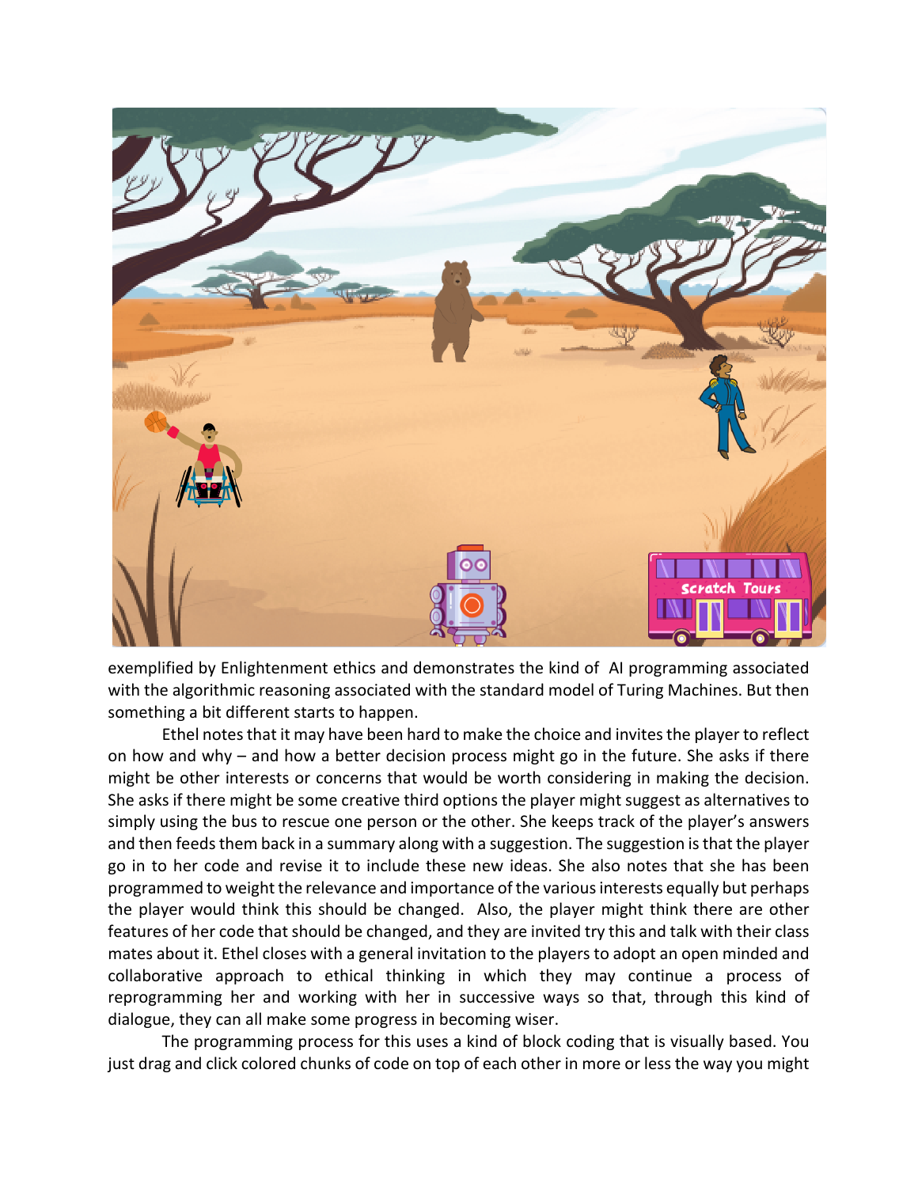exemplified by Enlightenment ethics and demonstrates the kind of AI programming associated with the algorithmic reasoning associated with the standard model of Turing Machines. But then something a bit different starts to happen.

Ethel notes that it may have been hard to make the choice and invites the player to reflect on how and why – and how a better decision process might go in the future. She asks if there might be other interests or concerns that would be worth considering in making the decision. She asks if there might be some creative third options the player might suggest as alternatives to simply using the bus to rescue one person or the other. She keeps track of the player's answers and then feeds them back in a summary along with a suggestion. The suggestion is that the player go in to her code and revise it to include these new ideas. She also notes that she has been programmed to weight the relevance and importance of the various interests equally but perhaps the player would think this should be changed. Also, the player might think there are other features of her code that should be changed, and they are invited try this and talk with their class mates about it. Ethel closes with a general invitation to the players to adopt an open minded and collaborative approach to ethical thinking in which they may continue a process of reprogramming her and working with her in successive ways so that, through this kind of dialogue, they can all make some progress in becoming wiser.

The programming process for this uses a kind of block coding that is visually based. You just drag and click colored chunks of code on top of each other in more or less the way you might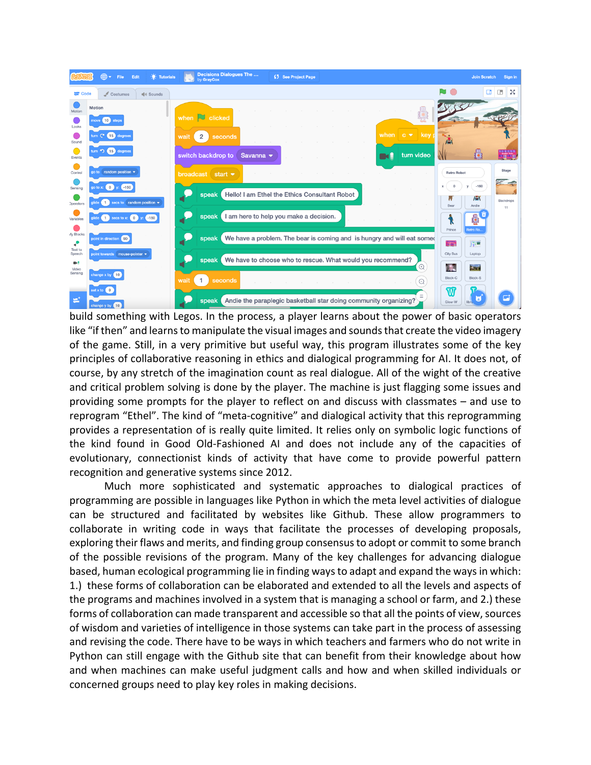build something with Legos. In the process, a player learns about the power of basic operators like “if then” and learns to manipulate the visual images and sounds that create the video imagery of the game. Still, in a very primitive but useful way, this program illustrates some of the key principles of collaborative reasoning in ethics and dialogical programming for AI. It does not, of course, by any stretch of the imagination count as real dialogue. All of the wight of the creative and critical problem solving is done by the player. The machine is just flagging some issues and providing some prompts for the player to reflect on and discuss with classmates – and use to reprogram “Ethel”. The kind of “meta-cognitive” and dialogical activity that this reprogramming provides a representation of is really quite limited. It relies only on symbolic logic functions of the kind found in Good Old-Fashioned AI and does not include any of the capacities of evolutionary, connectionist kinds of activity that have come to provide powerful pattern recognition and generative systems since 2012.

Much more sophisticated and systematic approaches to dialogical practices of programming are possible in languages like Python in which the meta level activities of dialogue can be structured and facilitated by websites like Github. These allow programmers to collaborate in writing code in ways that facilitate the processes of developing proposals, exploring their flaws and merits, and finding group consensus to adopt or commit to some branch of the possible revisions of the program. Many of the key challenges for advancing dialogue based, human ecological programming lie in finding ways to adapt and expand the ways in which: 1.) these forms of collaboration can be elaborated and extended to all the levels and aspects of the programs and machines involved in a system that is managing a school or farm, and 2.) these forms of collaboration can made transparent and accessible so that all the points of view, sources of wisdom and varieties of intelligence in those systems can take part in the process of assessing and revising the code. There have to be ways in which teachers and farmers who do not write in Python can still engage with the Github site that can benefit from their knowledge about how and when machines can make useful judgment calls and how and when skilled individuals or concerned groups need to play key roles in making decisions.